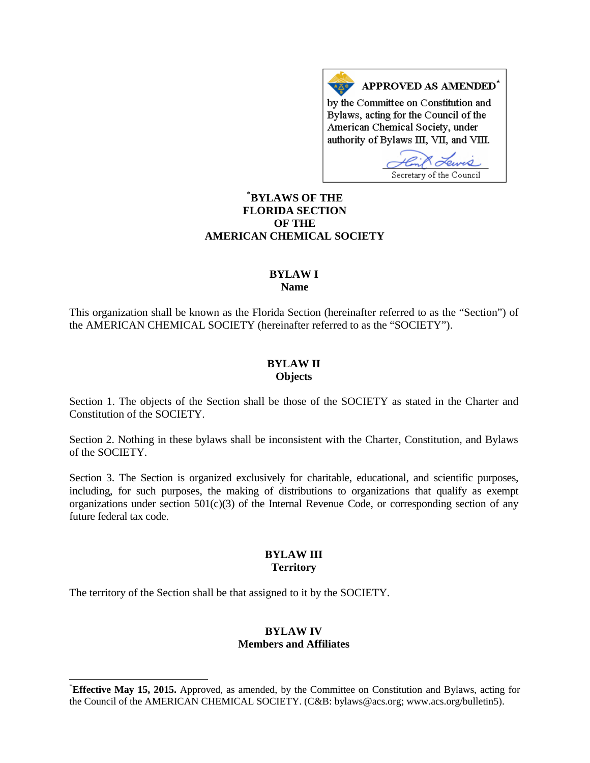**APPROVED AS AMENDED***

by the Committee on Constitution and Bylaws, acting for the Council of the American Chemical Society, under authority of Bylaws III, VII, and VIII.

Secretary of the Council

# *BYLAWS OF THE FLORIDA SECTION OF THE AMERICAN CHEMICAL SOCIETY

## BYLAW I
## Name

This organization shall be known as the Florida Section (hereinafter referred to as the "Section") of the AMERICAN CHEMICAL SOCIETY (hereinafter referred to as the "SOCIETY").

## BYLAW II
## Objects

Section 1. The objects of the Section shall be those of the SOCIETY as stated in the Charter and Constitution of the SOCIETY.

Section 2. Nothing in these bylaws shall be inconsistent with the Charter, Constitution, and Bylaws of the SOCIETY.

Section 3. The Section is organized exclusively for charitable, educational, and scientific purposes, including, for such purposes, the making of distributions to organizations that qualify as exempt organizations under section 501(c)(3) of the Internal Revenue Code, or corresponding section of any future federal tax code.

## BYLAW III
## Territory

The territory of the Section shall be that assigned to it by the SOCIETY.

## BYLAW IV
## Members and Affiliates

---

***Effective May 15, 2015.** Approved, as amended, by the Committee on Constitution and Bylaws, acting for the Council of the AMERICAN CHEMICAL SOCIETY. (C&B: bylaws@acs.org; www.acs.org/bulletin5).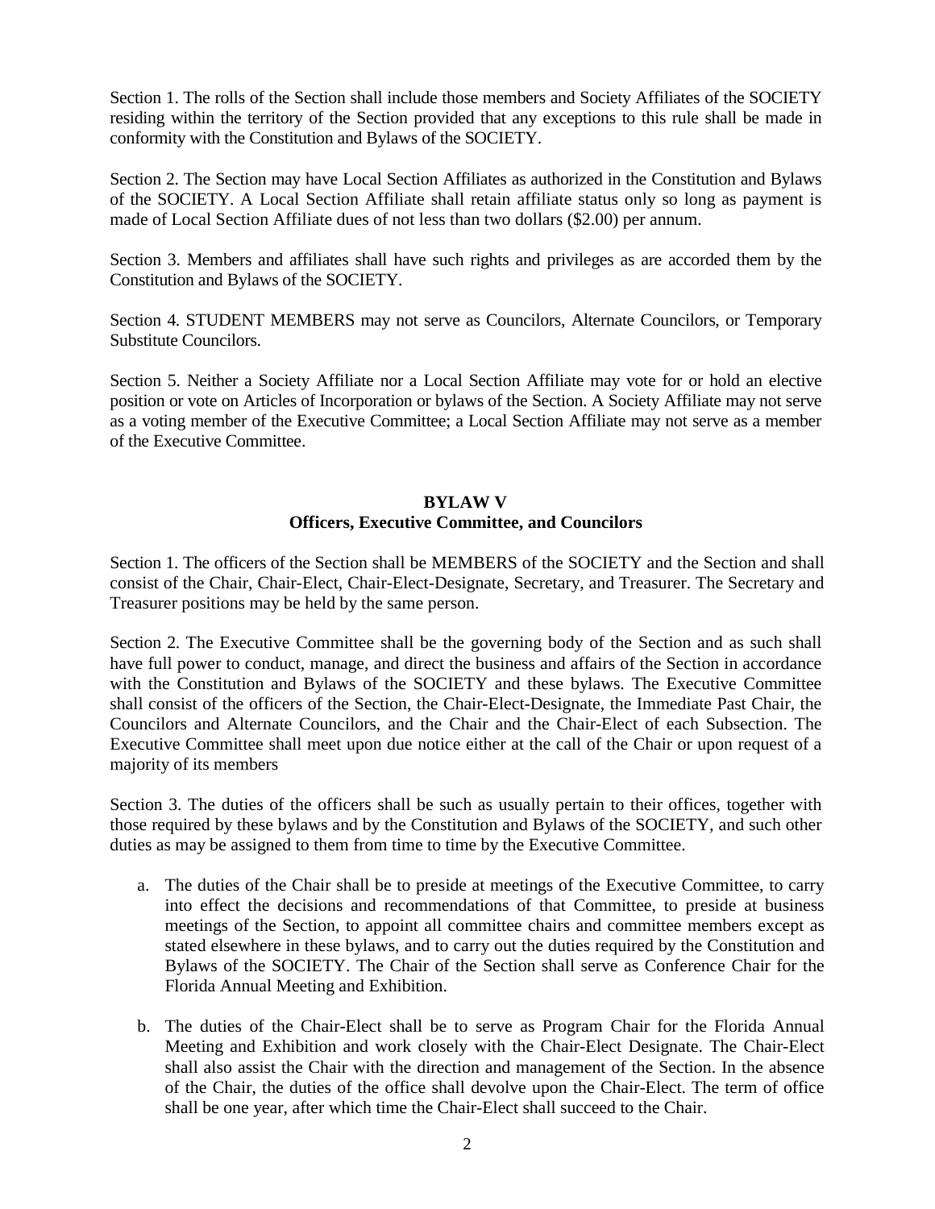Section 1. The rolls of the Section shall include those members and Society Affiliates of the SOCIETY residing within the territory of the Section provided that any exceptions to this rule shall be made in conformity with the Constitution and Bylaws of the SOCIETY.

Section 2. The Section may have Local Section Affiliates as authorized in the Constitution and Bylaws of the SOCIETY. A Local Section Affiliate shall retain affiliate status only so long as payment is made of Local Section Affiliate dues of not less than two dollars ($2.00) per annum.

Section 3. Members and affiliates shall have such rights and privileges as are accorded them by the Constitution and Bylaws of the SOCIETY.

Section 4. STUDENT MEMBERS may not serve as Councilors, Alternate Councilors, or Temporary Substitute Councilors.

Section 5. Neither a Society Affiliate nor a Local Section Affiliate may vote for or hold an elective position or vote on Articles of Incorporation or bylaws of the Section. A Society Affiliate may not serve as a voting member of the Executive Committee; a Local Section Affiliate may not serve as a member of the Executive Committee.

## BYLAW V
## Officers, Executive Committee, and Councilors

Section 1. The officers of the Section shall be MEMBERS of the SOCIETY and the Section and shall consist of the Chair, Chair-Elect, Chair-Elect-Designate, Secretary, and Treasurer. The Secretary and Treasurer positions may be held by the same person.

Section 2. The Executive Committee shall be the governing body of the Section and as such shall have full power to conduct, manage, and direct the business and affairs of the Section in accordance with the Constitution and Bylaws of the SOCIETY and these bylaws. The Executive Committee shall consist of the officers of the Section, the Chair-Elect-Designate, the Immediate Past Chair, the Councilors and Alternate Councilors, and the Chair and the Chair-Elect of each Subsection. The Executive Committee shall meet upon due notice either at the call of the Chair or upon request of a majority of its members

Section 3. The duties of the officers shall be such as usually pertain to their offices, together with those required by these bylaws and by the Constitution and Bylaws of the SOCIETY, and such other duties as may be assigned to them from time to time by the Executive Committee.

a. The duties of the Chair shall be to preside at meetings of the Executive Committee, to carry into effect the decisions and recommendations of that Committee, to preside at business meetings of the Section, to appoint all committee chairs and committee members except as stated elsewhere in these bylaws, and to carry out the duties required by the Constitution and Bylaws of the SOCIETY. The Chair of the Section shall serve as Conference Chair for the Florida Annual Meeting and Exhibition.

b. The duties of the Chair-Elect shall be to serve as Program Chair for the Florida Annual Meeting and Exhibition and work closely with the Chair-Elect Designate. The Chair-Elect shall also assist the Chair with the direction and management of the Section. In the absence of the Chair, the duties of the office shall devolve upon the Chair-Elect. The term of office shall be one year, after which time the Chair-Elect shall succeed to the Chair.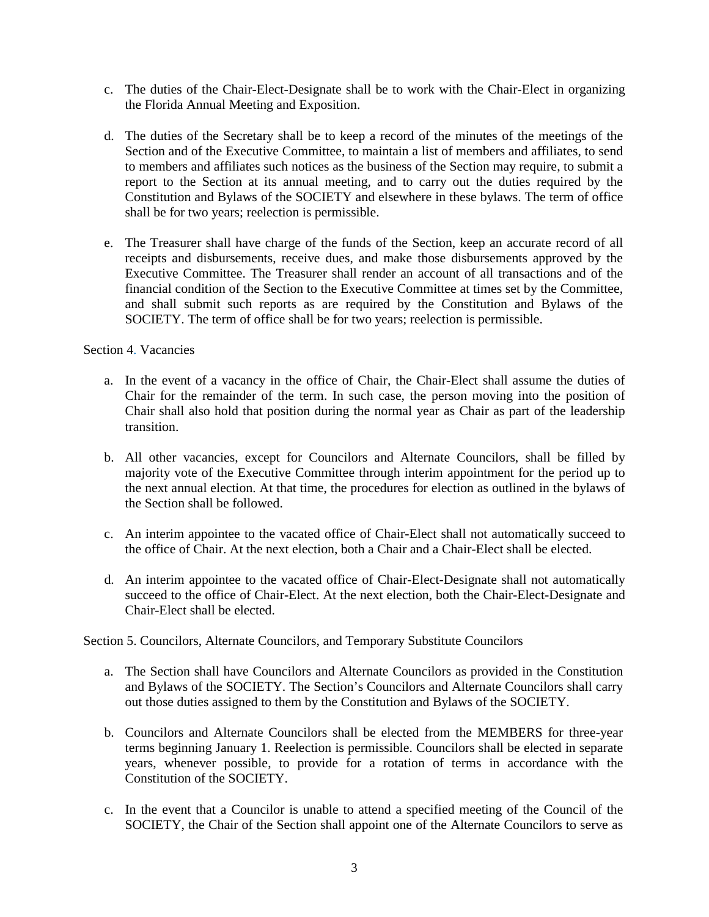c. The duties of the Chair-Elect-Designate shall be to work with the Chair-Elect in organizing the Florida Annual Meeting and Exposition.

d. The duties of the Secretary shall be to keep a record of the minutes of the meetings of the Section and of the Executive Committee, to maintain a list of members and affiliates, to send to members and affiliates such notices as the business of the Section may require, to submit a report to the Section at its annual meeting, and to carry out the duties required by the Constitution and Bylaws of the SOCIETY and elsewhere in these bylaws. The term of office shall be for two years; reelection is permissible.

e. The Treasurer shall have charge of the funds of the Section, keep an accurate record of all receipts and disbursements, receive dues, and make those disbursements approved by the Executive Committee. The Treasurer shall render an account of all transactions and of the financial condition of the Section to the Executive Committee at times set by the Committee, and shall submit such reports as are required by the Constitution and Bylaws of the SOCIETY. The term of office shall be for two years; reelection is permissible.

Section 4. Vacancies

a. In the event of a vacancy in the office of Chair, the Chair-Elect shall assume the duties of Chair for the remainder of the term. In such case, the person moving into the position of Chair shall also hold that position during the normal year as Chair as part of the leadership transition.

b. All other vacancies, except for Councilors and Alternate Councilors, shall be filled by majority vote of the Executive Committee through interim appointment for the period up to the next annual election. At that time, the procedures for election as outlined in the bylaws of the Section shall be followed.

c. An interim appointee to the vacated office of Chair-Elect shall not automatically succeed to the office of Chair. At the next election, both a Chair and a Chair-Elect shall be elected.

d. An interim appointee to the vacated office of Chair-Elect-Designate shall not automatically succeed to the office of Chair-Elect. At the next election, both the Chair-Elect-Designate and Chair-Elect shall be elected.

Section 5. Councilors, Alternate Councilors, and Temporary Substitute Councilors

a. The Section shall have Councilors and Alternate Councilors as provided in the Constitution and Bylaws of the SOCIETY. The Section's Councilors and Alternate Councilors shall carry out those duties assigned to them by the Constitution and Bylaws of the SOCIETY.

b. Councilors and Alternate Councilors shall be elected from the MEMBERS for three-year terms beginning January 1. Reelection is permissible. Councilors shall be elected in separate years, whenever possible, to provide for a rotation of terms in accordance with the Constitution of the SOCIETY.

c. In the event that a Councilor is unable to attend a specified meeting of the Council of the SOCIETY, the Chair of the Section shall appoint one of the Alternate Councilors to serve as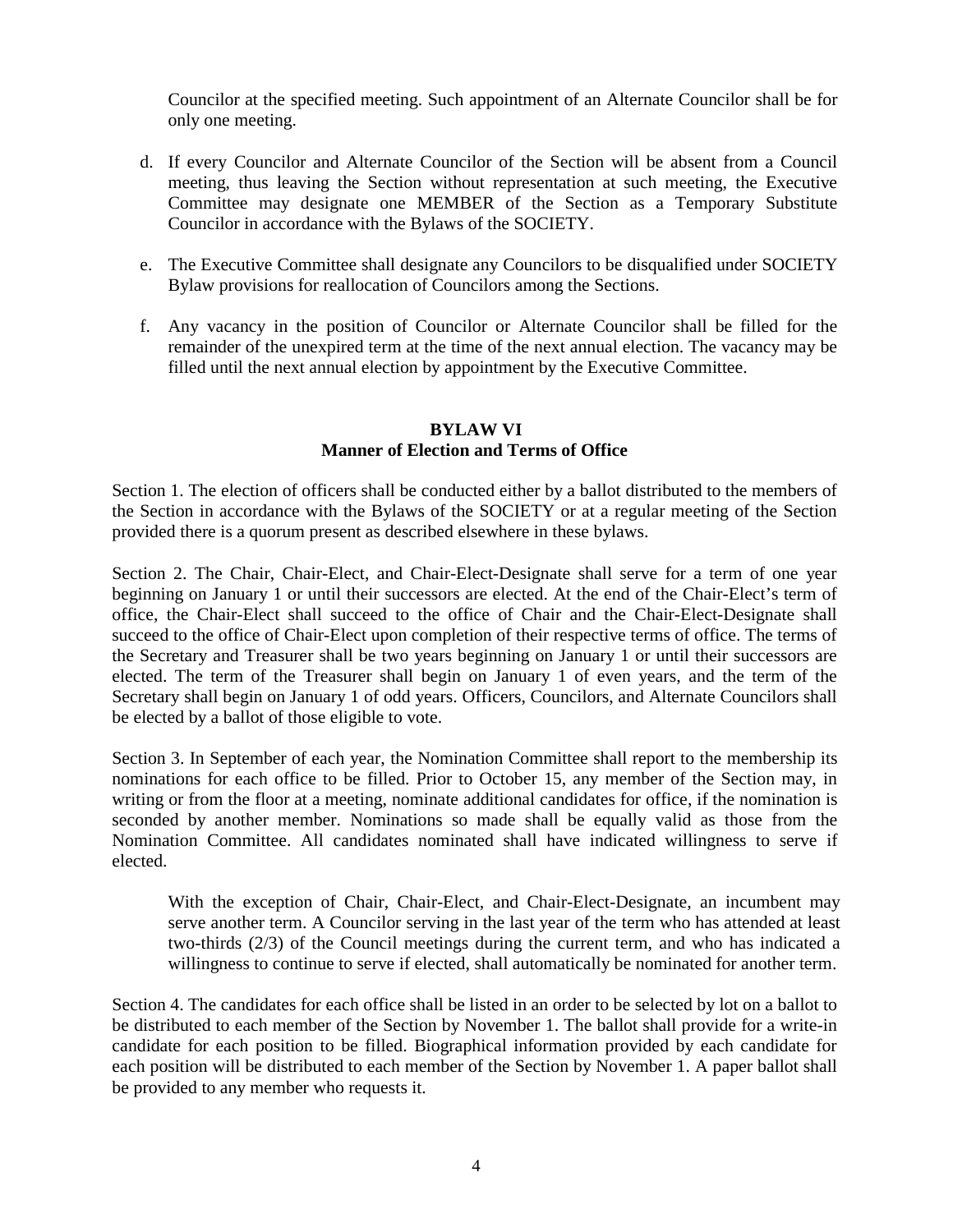Councilor at the specified meeting. Such appointment of an Alternate Councilor shall be for only one meeting.

d. If every Councilor and Alternate Councilor of the Section will be absent from a Council meeting, thus leaving the Section without representation at such meeting, the Executive Committee may designate one MEMBER of the Section as a Temporary Substitute Councilor in accordance with the Bylaws of the SOCIETY.

e. The Executive Committee shall designate any Councilors to be disqualified under SOCIETY Bylaw provisions for reallocation of Councilors among the Sections.

f. Any vacancy in the position of Councilor or Alternate Councilor shall be filled for the remainder of the unexpired term at the time of the next annual election. The vacancy may be filled until the next annual election by appointment by the Executive Committee.

## BYLAW VI
## Manner of Election and Terms of Office

Section 1. The election of officers shall be conducted either by a ballot distributed to the members of the Section in accordance with the Bylaws of the SOCIETY or at a regular meeting of the Section provided there is a quorum present as described elsewhere in these bylaws.

Section 2. The Chair, Chair-Elect, and Chair-Elect-Designate shall serve for a term of one year beginning on January 1 or until their successors are elected. At the end of the Chair-Elect's term of office, the Chair-Elect shall succeed to the office of Chair and the Chair-Elect-Designate shall succeed to the office of Chair-Elect upon completion of their respective terms of office. The terms of the Secretary and Treasurer shall be two years beginning on January 1 or until their successors are elected. The term of the Treasurer shall begin on January 1 of even years, and the term of the Secretary shall begin on January 1 of odd years. Officers, Councilors, and Alternate Councilors shall be elected by a ballot of those eligible to vote.

Section 3. In September of each year, the Nomination Committee shall report to the membership its nominations for each office to be filled. Prior to October 15, any member of the Section may, in writing or from the floor at a meeting, nominate additional candidates for office, if the nomination is seconded by another member. Nominations so made shall be equally valid as those from the Nomination Committee. All candidates nominated shall have indicated willingness to serve if elected.

With the exception of Chair, Chair-Elect, and Chair-Elect-Designate, an incumbent may serve another term. A Councilor serving in the last year of the term who has attended at least two-thirds (2/3) of the Council meetings during the current term, and who has indicated a willingness to continue to serve if elected, shall automatically be nominated for another term.

Section 4. The candidates for each office shall be listed in an order to be selected by lot on a ballot to be distributed to each member of the Section by November 1. The ballot shall provide for a write-in candidate for each position to be filled. Biographical information provided by each candidate for each position will be distributed to each member of the Section by November 1. A paper ballot shall be provided to any member who requests it.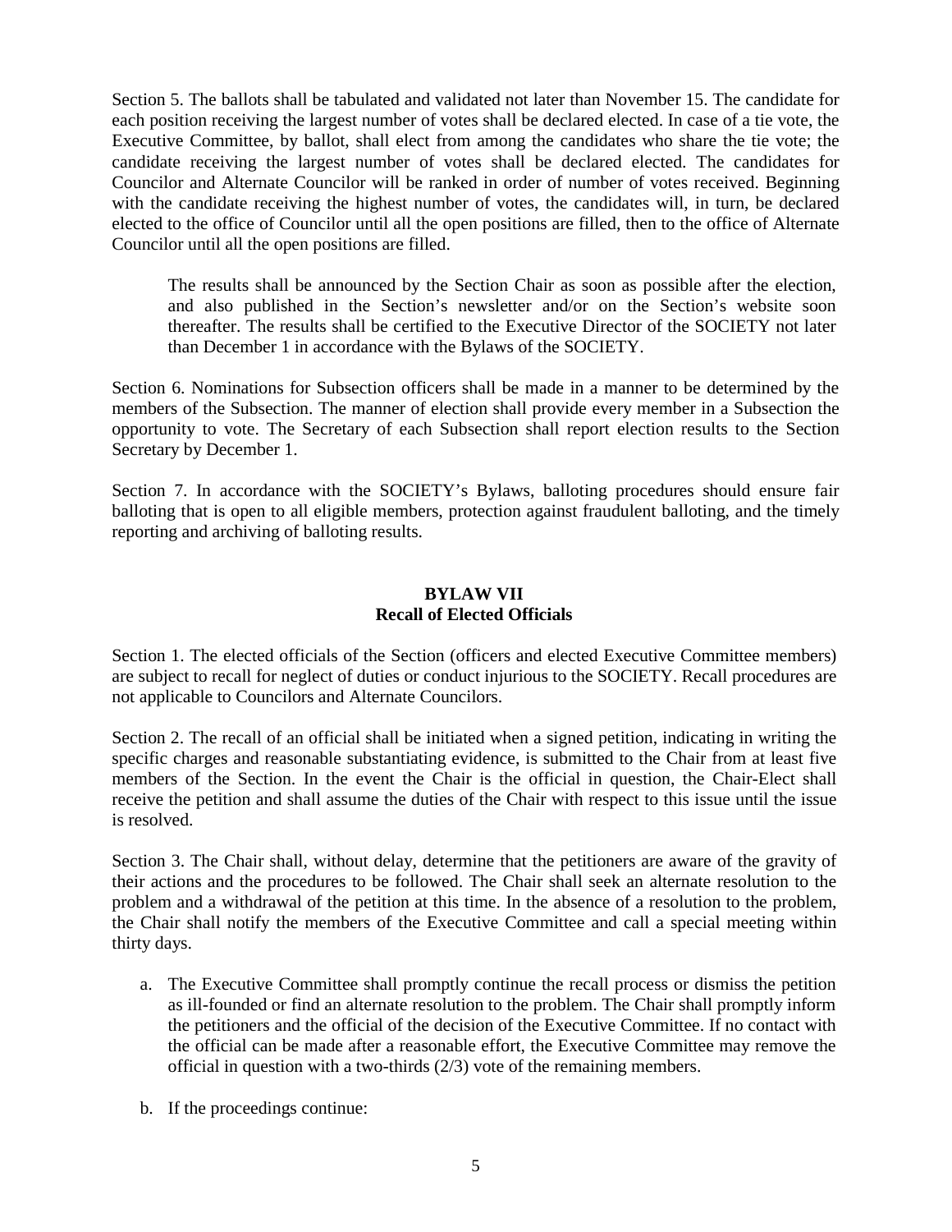Section 5. The ballots shall be tabulated and validated not later than November 15. The candidate for each position receiving the largest number of votes shall be declared elected. In case of a tie vote, the Executive Committee, by ballot, shall elect from among the candidates who share the tie vote; the candidate receiving the largest number of votes shall be declared elected. The candidates for Councilor and Alternate Councilor will be ranked in order of number of votes received. Beginning with the candidate receiving the highest number of votes, the candidates will, in turn, be declared elected to the office of Councilor until all the open positions are filled, then to the office of Alternate Councilor until all the open positions are filled.

> The results shall be announced by the Section Chair as soon as possible after the election, and also published in the Section's newsletter and/or on the Section's website soon thereafter. The results shall be certified to the Executive Director of the SOCIETY not later than December 1 in accordance with the Bylaws of the SOCIETY.

Section 6. Nominations for Subsection officers shall be made in a manner to be determined by the members of the Subsection. The manner of election shall provide every member in a Subsection the opportunity to vote. The Secretary of each Subsection shall report election results to the Section Secretary by December 1.

Section 7. In accordance with the SOCIETY's Bylaws, balloting procedures should ensure fair balloting that is open to all eligible members, protection against fraudulent balloting, and the timely reporting and archiving of balloting results.

## BYLAW VII
## Recall of Elected Officials

Section 1. The elected officials of the Section (officers and elected Executive Committee members) are subject to recall for neglect of duties or conduct injurious to the SOCIETY. Recall procedures are not applicable to Councilors and Alternate Councilors.

Section 2. The recall of an official shall be initiated when a signed petition, indicating in writing the specific charges and reasonable substantiating evidence, is submitted to the Chair from at least five members of the Section. In the event the Chair is the official in question, the Chair-Elect shall receive the petition and shall assume the duties of the Chair with respect to this issue until the issue is resolved.

Section 3. The Chair shall, without delay, determine that the petitioners are aware of the gravity of their actions and the procedures to be followed. The Chair shall seek an alternate resolution to the problem and a withdrawal of the petition at this time. In the absence of a resolution to the problem, the Chair shall notify the members of the Executive Committee and call a special meeting within thirty days.

a. The Executive Committee shall promptly continue the recall process or dismiss the petition as ill-founded or find an alternate resolution to the problem. The Chair shall promptly inform the petitioners and the official of the decision of the Executive Committee. If no contact with the official can be made after a reasonable effort, the Executive Committee may remove the official in question with a two-thirds (2/3) vote of the remaining members.

b. If the proceedings continue: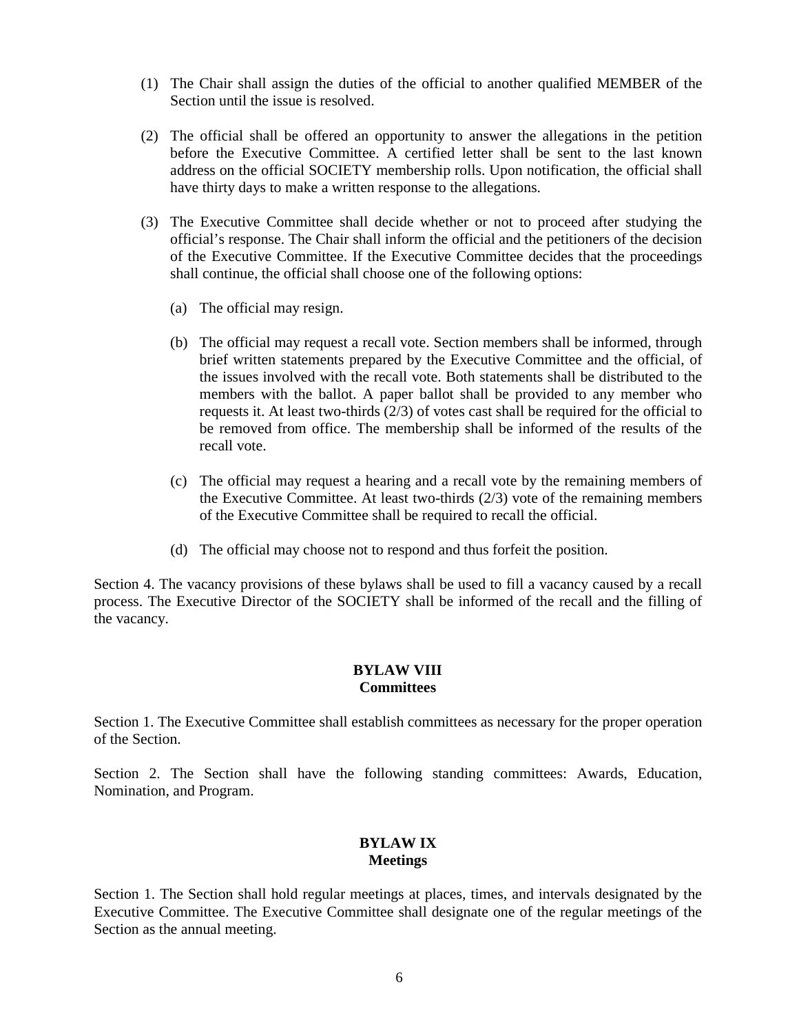(1) The Chair shall assign the duties of the official to another qualified MEMBER of the Section until the issue is resolved.

(2) The official shall be offered an opportunity to answer the allegations in the petition before the Executive Committee. A certified letter shall be sent to the last known address on the official SOCIETY membership rolls. Upon notification, the official shall have thirty days to make a written response to the allegations.

(3) The Executive Committee shall decide whether or not to proceed after studying the official's response. The Chair shall inform the official and the petitioners of the decision of the Executive Committee. If the Executive Committee decides that the proceedings shall continue, the official shall choose one of the following options:

   (a) The official may resign.

   (b) The official may request a recall vote. Section members shall be informed, through brief written statements prepared by the Executive Committee and the official, of the issues involved with the recall vote. Both statements shall be distributed to the members with the ballot. A paper ballot shall be provided to any member who requests it. At least two-thirds (2/3) of votes cast shall be required for the official to be removed from office. The membership shall be informed of the results of the recall vote.

   (c) The official may request a hearing and a recall vote by the remaining members of the Executive Committee. At least two-thirds (2/3) vote of the remaining members of the Executive Committee shall be required to recall the official.

   (d) The official may choose not to respond and thus forfeit the position.

Section 4. The vacancy provisions of these bylaws shall be used to fill a vacancy caused by a recall process. The Executive Director of the SOCIETY shall be informed of the recall and the filling of the vacancy.

## BYLAW VIII
## Committees

Section 1. The Executive Committee shall establish committees as necessary for the proper operation of the Section.

Section 2. The Section shall have the following standing committees: Awards, Education, Nomination, and Program.

## BYLAW IX
## Meetings

Section 1. The Section shall hold regular meetings at places, times, and intervals designated by the Executive Committee. The Executive Committee shall designate one of the regular meetings of the Section as the annual meeting.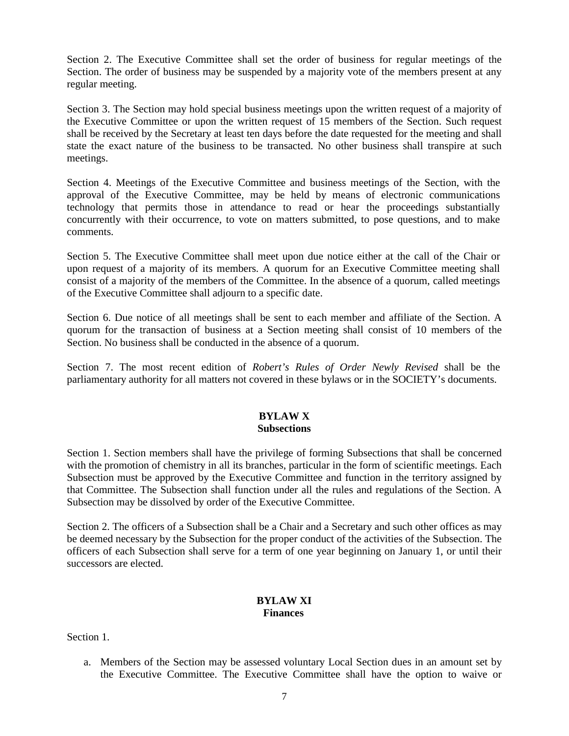Section 2. The Executive Committee shall set the order of business for regular meetings of the Section. The order of business may be suspended by a majority vote of the members present at any regular meeting.

Section 3. The Section may hold special business meetings upon the written request of a majority of the Executive Committee or upon the written request of 15 members of the Section. Such request shall be received by the Secretary at least ten days before the date requested for the meeting and shall state the exact nature of the business to be transacted. No other business shall transpire at such meetings.

Section 4. Meetings of the Executive Committee and business meetings of the Section, with the approval of the Executive Committee, may be held by means of electronic communications technology that permits those in attendance to read or hear the proceedings substantially concurrently with their occurrence, to vote on matters submitted, to pose questions, and to make comments.

Section 5. The Executive Committee shall meet upon due notice either at the call of the Chair or upon request of a majority of its members. A quorum for an Executive Committee meeting shall consist of a majority of the members of the Committee. In the absence of a quorum, called meetings of the Executive Committee shall adjourn to a specific date.

Section 6. Due notice of all meetings shall be sent to each member and affiliate of the Section. A quorum for the transaction of business at a Section meeting shall consist of 10 members of the Section. No business shall be conducted in the absence of a quorum.

Section 7. The most recent edition of *Robert's Rules of Order Newly Revised* shall be the parliamentary authority for all matters not covered in these bylaws or in the SOCIETY's documents.

## BYLAW X
## Subsections

Section 1. Section members shall have the privilege of forming Subsections that shall be concerned with the promotion of chemistry in all its branches, particular in the form of scientific meetings. Each Subsection must be approved by the Executive Committee and function in the territory assigned by that Committee. The Subsection shall function under all the rules and regulations of the Section. A Subsection may be dissolved by order of the Executive Committee.

Section 2. The officers of a Subsection shall be a Chair and a Secretary and such other offices as may be deemed necessary by the Subsection for the proper conduct of the activities of the Subsection. The officers of each Subsection shall serve for a term of one year beginning on January 1, or until their successors are elected.

## BYLAW XI
## Finances

Section 1.

a. Members of the Section may be assessed voluntary Local Section dues in an amount set by the Executive Committee. The Executive Committee shall have the option to waive or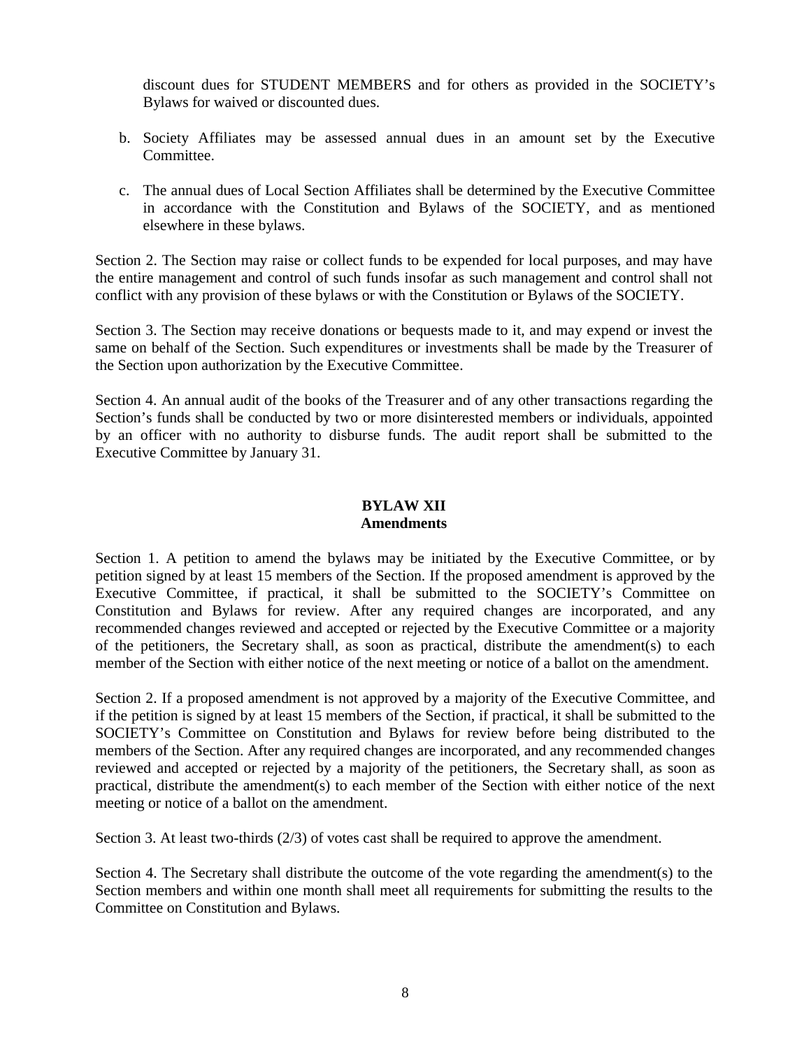discount dues for STUDENT MEMBERS and for others as provided in the SOCIETY's Bylaws for waived or discounted dues.

b. Society Affiliates may be assessed annual dues in an amount set by the Executive Committee.

c. The annual dues of Local Section Affiliates shall be determined by the Executive Committee in accordance with the Constitution and Bylaws of the SOCIETY, and as mentioned elsewhere in these bylaws.

Section 2. The Section may raise or collect funds to be expended for local purposes, and may have the entire management and control of such funds insofar as such management and control shall not conflict with any provision of these bylaws or with the Constitution or Bylaws of the SOCIETY.

Section 3. The Section may receive donations or bequests made to it, and may expend or invest the same on behalf of the Section. Such expenditures or investments shall be made by the Treasurer of the Section upon authorization by the Executive Committee.

Section 4. An annual audit of the books of the Treasurer and of any other transactions regarding the Section's funds shall be conducted by two or more disinterested members or individuals, appointed by an officer with no authority to disburse funds. The audit report shall be submitted to the Executive Committee by January 31.

## BYLAW XII
## Amendments

Section 1. A petition to amend the bylaws may be initiated by the Executive Committee, or by petition signed by at least 15 members of the Section. If the proposed amendment is approved by the Executive Committee, if practical, it shall be submitted to the SOCIETY's Committee on Constitution and Bylaws for review. After any required changes are incorporated, and any recommended changes reviewed and accepted or rejected by the Executive Committee or a majority of the petitioners, the Secretary shall, as soon as practical, distribute the amendment(s) to each member of the Section with either notice of the next meeting or notice of a ballot on the amendment.

Section 2. If a proposed amendment is not approved by a majority of the Executive Committee, and if the petition is signed by at least 15 members of the Section, if practical, it shall be submitted to the SOCIETY's Committee on Constitution and Bylaws for review before being distributed to the members of the Section. After any required changes are incorporated, and any recommended changes reviewed and accepted or rejected by a majority of the petitioners, the Secretary shall, as soon as practical, distribute the amendment(s) to each member of the Section with either notice of the next meeting or notice of a ballot on the amendment.

Section 3. At least two-thirds (2/3) of votes cast shall be required to approve the amendment.

Section 4. The Secretary shall distribute the outcome of the vote regarding the amendment(s) to the Section members and within one month shall meet all requirements for submitting the results to the Committee on Constitution and Bylaws.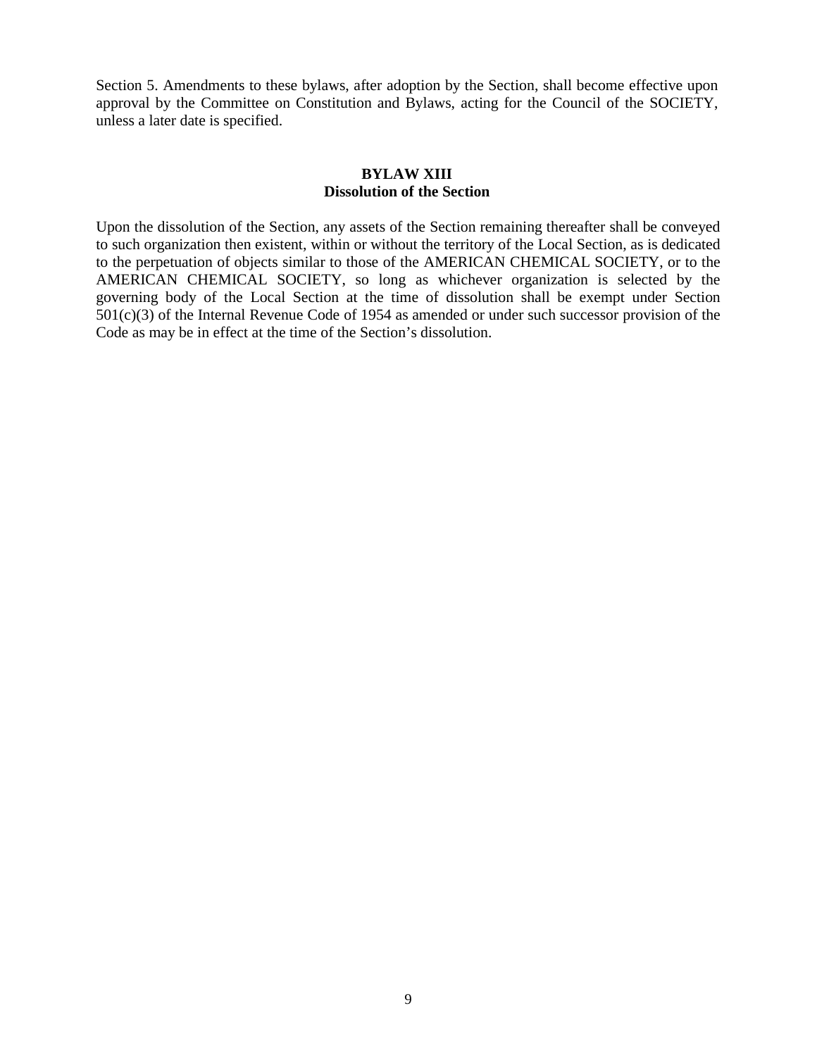Section 5. Amendments to these bylaws, after adoption by the Section, shall become effective upon approval by the Committee on Constitution and Bylaws, acting for the Council of the SOCIETY, unless a later date is specified.

## BYLAW XIII
## Dissolution of the Section

Upon the dissolution of the Section, any assets of the Section remaining thereafter shall be conveyed to such organization then existent, within or without the territory of the Local Section, as is dedicated to the perpetuation of objects similar to those of the AMERICAN CHEMICAL SOCIETY, or to the AMERICAN CHEMICAL SOCIETY, so long as whichever organization is selected by the governing body of the Local Section at the time of dissolution shall be exempt under Section 501(c)(3) of the Internal Revenue Code of 1954 as amended or under such successor provision of the Code as may be in effect at the time of the Section's dissolution.